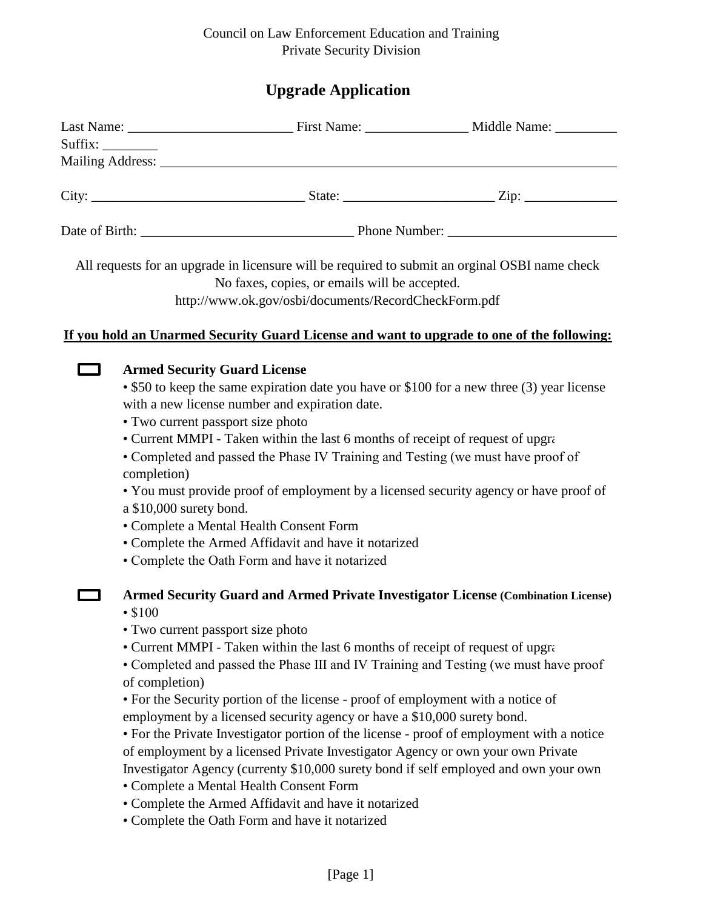Council on Law Enforcement Education and Training
Private Security Division

# Upgrade Application

Last Name: ________________________ First Name: _______________ Middle Name: _________
Suffix: ________
Mailing Address: ____________________________________________________________________

City: _______________________________ State: ______________________ Zip: ______________

Date of Birth: ______________________________ Phone Number: ________________________

All requests for an upgrade in licensure will be required to submit an orginal OSBI name check
No faxes, copies, or emails will be accepted.
http://www.ok.gov/osbi/documents/RecordCheckForm.pdf

**If you hold an Unarmed Security Guard License and want to upgrade to one of the following:**

☐ **Armed Security Guard License**

- $50 to keep the same expiration date you have or $100 for a new three (3) year license with a new license number and expiration date.
- Two current passport size photo
- Current MMPI - Taken within the last 6 months of receipt of request of upgra
- Completed and passed the Phase IV Training and Testing (we must have proof of completion)
- You must provide proof of employment by a licensed security agency or have proof of a $10,000 surety bond.
- Complete a Mental Health Consent Form
- Complete the Armed Affidavit and have it notarized
- Complete the Oath Form and have it notarized

☐ **Armed Security Guard and Armed Private Investigator License** **(Combination License)**

- $100
- Two current passport size photo
- Current MMPI - Taken within the last 6 months of receipt of request of upgra
- Completed and passed the Phase III and IV Training and Testing (we must have proof of completion)
- For the Security portion of the license - proof of employment with a notice of employment by a licensed security agency or have a $10,000 surety bond.
- For the Private Investigator portion of the license - proof of employment with a notice of employment by a licensed Private Investigator Agency or own your own Private Investigator Agency (currenty $10,000 surety bond if self employed and own your own
- Complete a Mental Health Consent Form
- Complete the Armed Affidavit and have it notarized
- Complete the Oath Form and have it notarized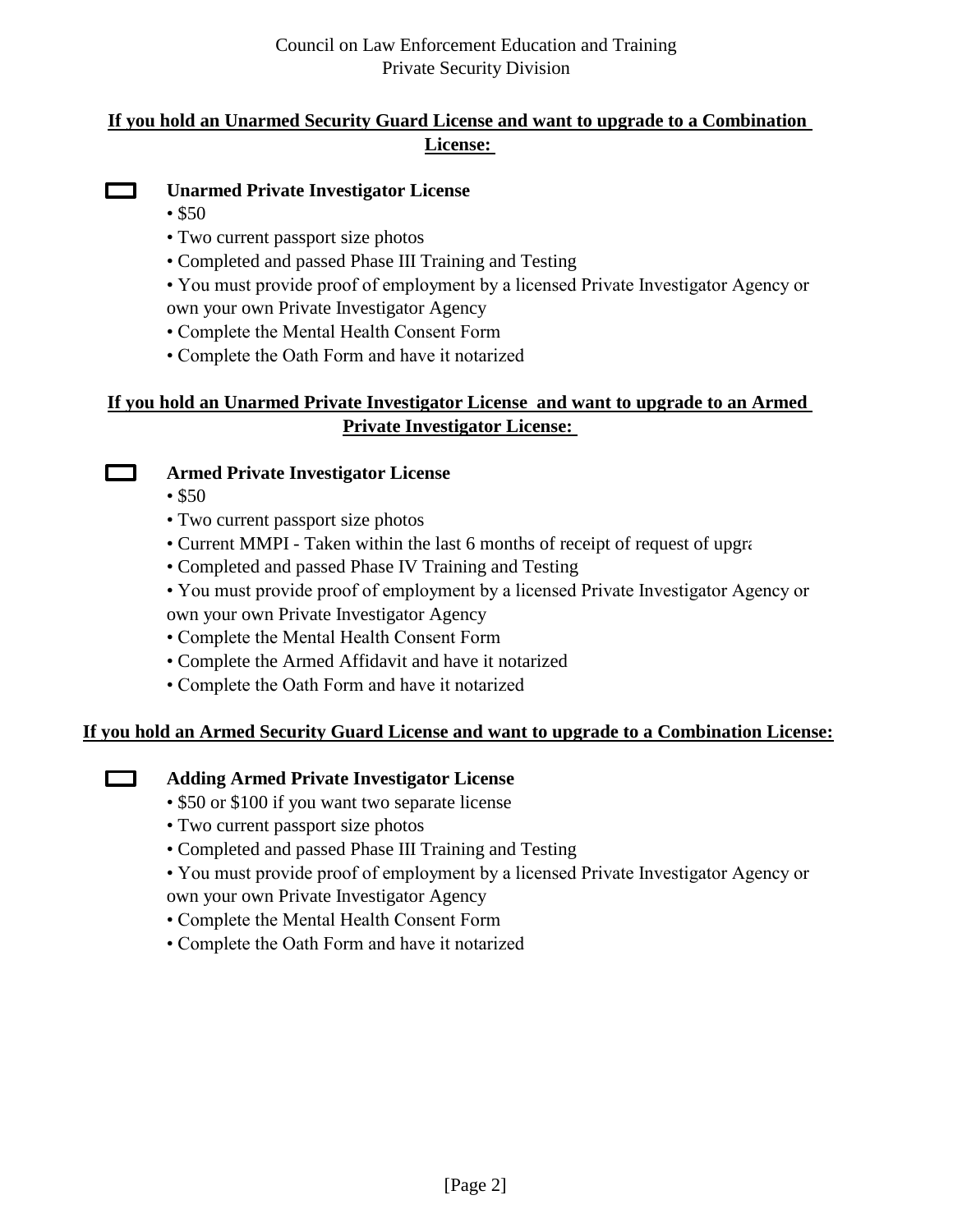Council on Law Enforcement Education and Training
Private Security Division

**If you hold an Unarmed Security Guard License and want to upgrade to a Combination License:**

- [ ] **Unarmed Private Investigator License**
  - $50
  - Two current passport size photos
  - Completed and passed Phase III Training and Testing
  - You must provide proof of employment by a licensed Private Investigator Agency or own your own Private Investigator Agency
  - Complete the Mental Health Consent Form
  - Complete the Oath Form and have it notarized

**If you hold an Unarmed Private Investigator License and want to upgrade to an Armed Private Investigator License:**

- [ ] **Armed Private Investigator License**
  - $50
  - Two current passport size photos
  - Current MMPI - Taken within the last 6 months of receipt of request of upgra
  - Completed and passed Phase IV Training and Testing
  - You must provide proof of employment by a licensed Private Investigator Agency or own your own Private Investigator Agency
  - Complete the Mental Health Consent Form
  - Complete the Armed Affidavit and have it notarized
  - Complete the Oath Form and have it notarized

**If you hold an Armed Security Guard License and want to upgrade to a Combination License:**

- [ ] **Adding Armed Private Investigator License**
  - $50 or $100 if you want two separate license
  - Two current passport size photos
  - Completed and passed Phase III Training and Testing
  - You must provide proof of employment by a licensed Private Investigator Agency or own your own Private Investigator Agency
  - Complete the Mental Health Consent Form
  - Complete the Oath Form and have it notarized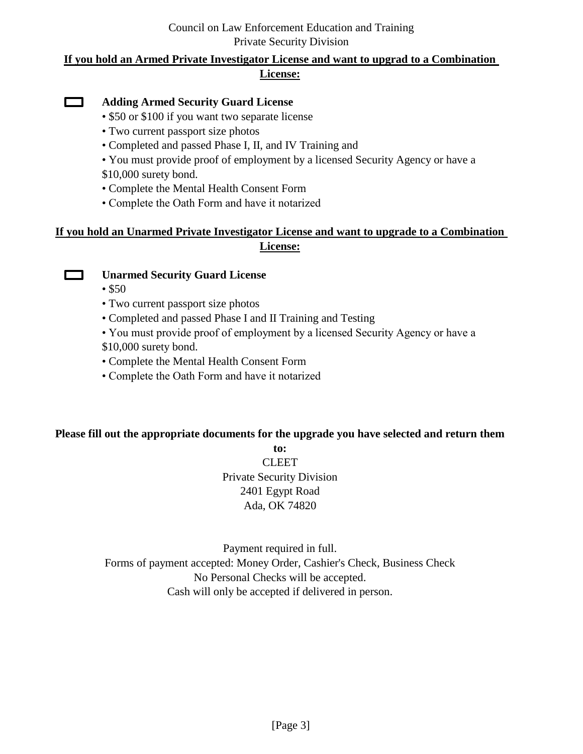Council on Law Enforcement Education and Training
Private Security Division

**If you hold an Armed Private Investigator License and want to upgrad to a Combination License:**

☐ **Adding Armed Security Guard License**

- $50 or $100 if you want two separate license
- Two current passport size photos
- Completed and passed Phase I, II, and IV Training and
- You must provide proof of employment by a licensed Security Agency or have a $10,000 surety bond.
- Complete the Mental Health Consent Form
- Complete the Oath Form and have it notarized

**If you hold an Unarmed Private Investigator License and want to upgrade to a Combination License:**

☐ **Unarmed Security Guard License**

- $50
- Two current passport size photos
- Completed and passed Phase I and II Training and Testing
- You must provide proof of employment by a licensed Security Agency or have a $10,000 surety bond.
- Complete the Mental Health Consent Form
- Complete the Oath Form and have it notarized

**Please fill out the appropriate documents for the upgrade you have selected and return them to:**

CLEET
Private Security Division
2401 Egypt Road
Ada, OK 74820

Payment required in full.
Forms of payment accepted: Money Order, Cashier's Check, Business Check
No Personal Checks will be accepted.
Cash will only be accepted if delivered in person.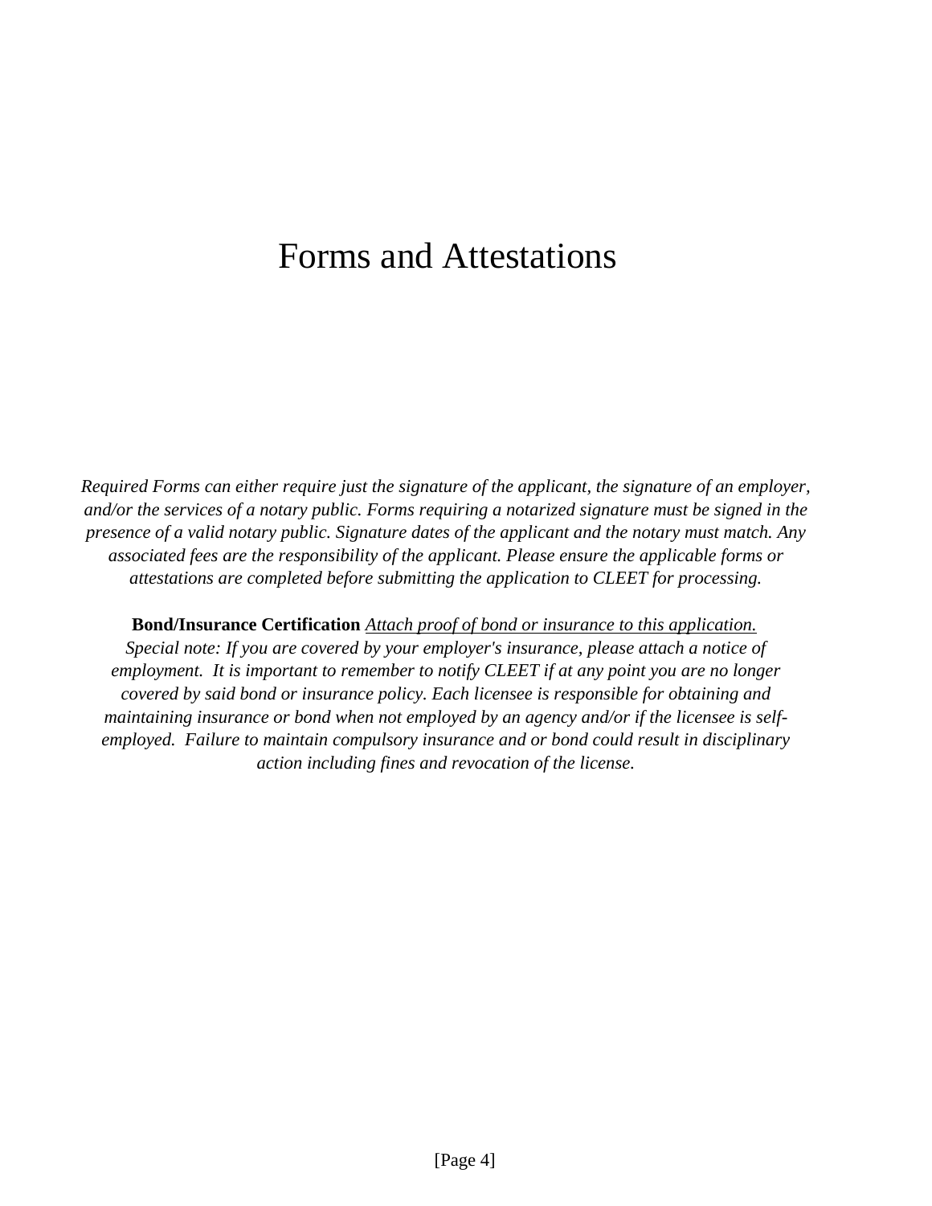# Forms and Attestations

*Required Forms can either require just the signature of the applicant, the signature of an employer, and/or the services of a notary public. Forms requiring a notarized signature must be signed in the presence of a valid notary public. Signature dates of the applicant and the notary must match. Any associated fees are the responsibility of the applicant. Please ensure the applicable forms or attestations are completed before submitting the application to CLEET for processing.*

**Bond/Insurance Certification** *<u>Attach proof of bond or insurance to this application.</u>* *Special note: If you are covered by your employer's insurance, please attach a notice of employment. It is important to remember to notify CLEET if at any point you are no longer covered by said bond or insurance policy. Each licensee is responsible for obtaining and maintaining insurance or bond when not employed by an agency and/or if the licensee is self-employed. Failure to maintain compulsory insurance and or bond could result in disciplinary action including fines and revocation of the license.*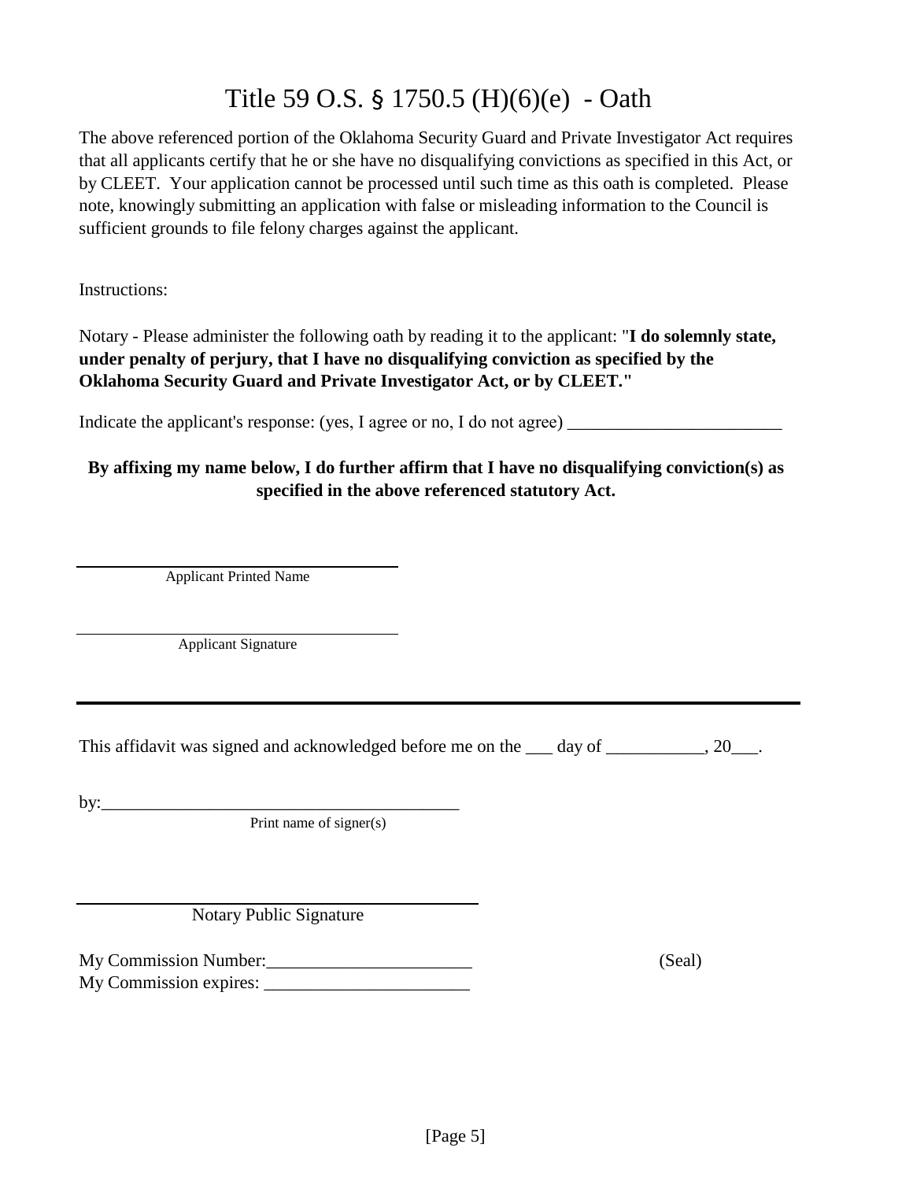# Title 59 O.S. § 1750.5 (H)(6)(e) - Oath

The above referenced portion of the Oklahoma Security Guard and Private Investigator Act requires that all applicants certify that he or she have no disqualifying convictions as specified in this Act, or by CLEET. Your application cannot be processed until such time as this oath is completed. Please note, knowingly submitting an application with false or misleading information to the Council is sufficient grounds to file felony charges against the applicant.

Instructions:

Notary - Please administer the following oath by reading it to the applicant: "**I do solemnly state, under penalty of perjury, that I have no disqualifying conviction as specified by the Oklahoma Security Guard and Private Investigator Act, or by CLEET."**

Indicate the applicant's response: (yes, I agree or no, I do not agree) ________________________

**By affixing my name below, I do further affirm that I have no disqualifying conviction(s) as specified in the above referenced statutory Act.**

______________________________
Applicant Printed Name

______________________________
Applicant Signature

---

This affidavit was signed and acknowledged before me on the ___ day of ___________, 20___.

by:________________________________________
Print name of signer(s)

______________________________
Notary Public Signature

My Commission Number:_______________________ (Seal)
My Commission expires: _______________________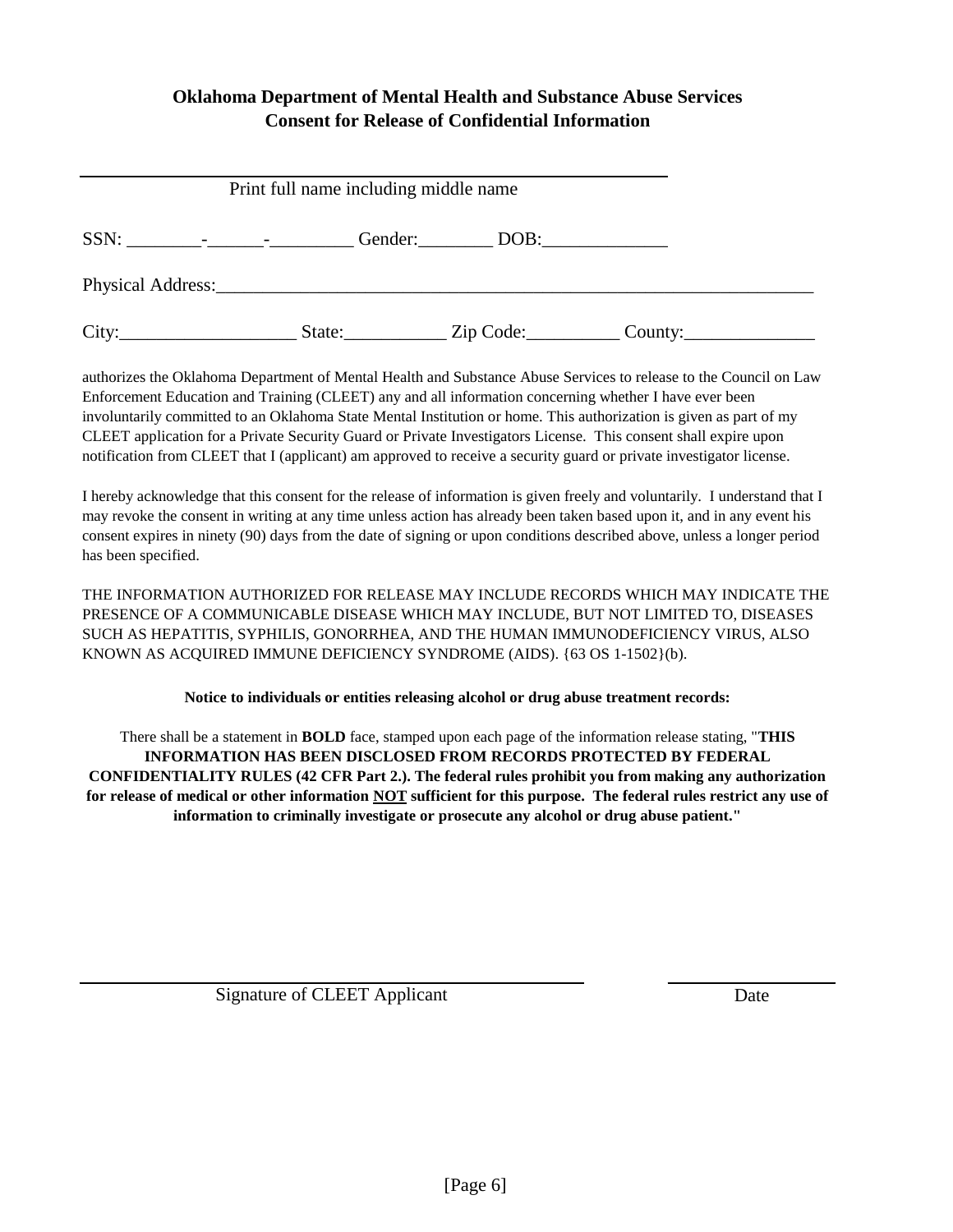**Oklahoma Department of Mental Health and Substance Abuse Services**
**Consent for Release of Confidential Information**

_______________________________________________
Print full name including middle name

SSN: ________-______-_________ Gender:________ DOB:_____________

Physical Address:_________________________________________________________________

City:___________________ State:___________ Zip Code:__________ County:______________

authorizes the Oklahoma Department of Mental Health and Substance Abuse Services to release to the Council on Law Enforcement Education and Training (CLEET) any and all information concerning whether I have ever been involuntarily committed to an Oklahoma State Mental Institution or home. This authorization is given as part of my CLEET application for a Private Security Guard or Private Investigators License. This consent shall expire upon notification from CLEET that I (applicant) am approved to receive a security guard or private investigator license.

I hereby acknowledge that this consent for the release of information is given freely and voluntarily. I understand that I may revoke the consent in writing at any time unless action has already been taken based upon it, and in any event his consent expires in ninety (90) days from the date of signing or upon conditions described above, unless a longer period has been specified.

THE INFORMATION AUTHORIZED FOR RELEASE MAY INCLUDE RECORDS WHICH MAY INDICATE THE PRESENCE OF A COMMUNICABLE DISEASE WHICH MAY INCLUDE, BUT NOT LIMITED TO, DISEASES SUCH AS HEPATITIS, SYPHILIS, GONORRHEA, AND THE HUMAN IMMUNODEFICIENCY VIRUS, ALSO KNOWN AS ACQUIRED IMMUNE DEFICIENCY SYNDROME (AIDS). {63 OS 1-1502}(b).

**Notice to individuals or entities releasing alcohol or drug abuse treatment records:**

There shall be a statement in **BOLD** face, stamped upon each page of the information release stating, "**THIS INFORMATION HAS BEEN DISCLOSED FROM RECORDS PROTECTED BY FEDERAL CONFIDENTIALITY RULES (42 CFR Part 2.). The federal rules prohibit you from making any authorization for release of medical or other information <u>NOT</u> sufficient for this purpose. The federal rules restrict any use of information to criminally investigate or prosecute any alcohol or drug abuse patient.**"

_______________________________________________ ____________________
Signature of CLEET Applicant Date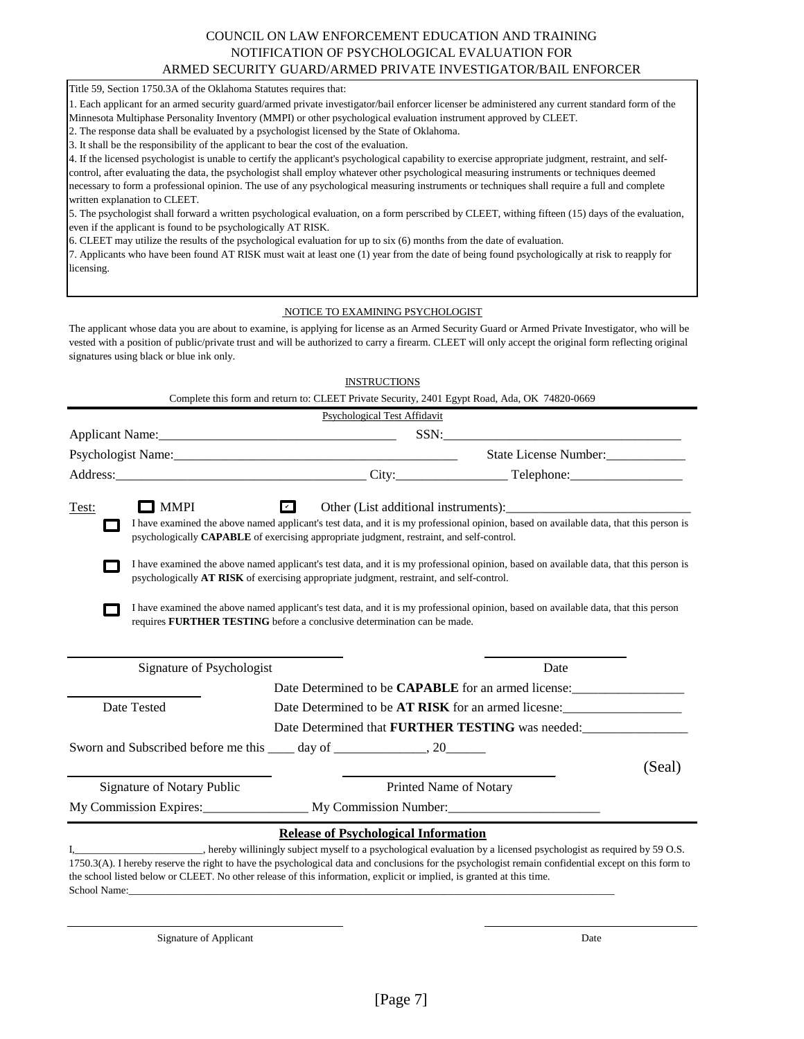COUNCIL ON LAW ENFORCEMENT EDUCATION AND TRAINING
NOTIFICATION OF PSYCHOLOGICAL EVALUATION FOR
ARMED SECURITY GUARD/ARMED PRIVATE INVESTIGATOR/BAIL ENFORCER

Title 59, Section 1750.3A of the Oklahoma Statutes requires that:

1. Each applicant for an armed security guard/armed private investigator/bail enforcer licenser be administered any current standard form of the Minnesota Multiphase Personality Inventory (MMPI) or other psychological evaluation instrument approved by CLEET.
2. The response data shall be evaluated by a psychologist licensed by the State of Oklahoma.
3. It shall be the responsibility of the applicant to bear the cost of the evaluation.
4. If the licensed psychologist is unable to certify the applicant's psychological capability to exercise appropriate judgment, restraint, and self-control, after evaluating the data, the psychologist shall employ whatever other psychological measuring instruments or techniques deemed necessary to form a professional opinion. The use of any psychological measuring instruments or techniques shall require a full and complete written explanation to CLEET.
5. The psychologist shall forward a written psychological evaluation, on a form perscribed by CLEET, withing fifteen (15) days of the evaluation, even if the applicant is found to be psychologically AT RISK.
6. CLEET may utilize the results of the psychological evaluation for up to six (6) months from the date of evaluation.
7. Applicants who have been found AT RISK must wait at least one (1) year from the date of being found psychologically at risk to reapply for licensing.

NOTICE TO EXAMINING PSYCHOLOGIST

The applicant whose data you are about to examine, is applying for license as an Armed Security Guard or Armed Private Investigator, who will be vested with a position of public/private trust and will be authorized to carry a firearm. CLEET will only accept the original form reflecting original signatures using black or blue ink only.

INSTRUCTIONS

Complete this form and return to: CLEET Private Security, 2401 Egypt Road, Ada, OK 74820-0669

Psychological Test Affidavit

Applicant Name:____________________________________ SSN:____________________________________

Psychologist Name:___________________________________________ State License Number:____________

Address:_____________________________________ City:_________________ Telephone:_________________

Test: ☐ MMPI ☑ Other (List additional instruments):____________________________

☐ I have examined the above named applicant's test data, and it is my professional opinion, based on available data, that this person is psychologically **CAPABLE** of exercising appropriate judgment, restraint, and self-control.

☐ I have examined the above named applicant's test data, and it is my professional opinion, based on available data, that this person is psychologically **AT RISK** of exercising appropriate judgment, restraint, and self-control.

☐ I have examined the above named applicant's test data, and it is my professional opinion, based on available data, that this person requires **FURTHER TESTING** before a conclusive determination can be made.

________________________________ ________________
Signature of Psychologist Date

________________
Date Tested

Date Determined to be **CAPABLE** for an armed license:_________________

Date Determined to be **AT RISK** for an armed licesne:__________________

Date Determined that **FURTHER TESTING** was needed:________________

Sworn and Subscribed before me this ____ day of ______________, 20______

________________________________ ________________________________ (Seal)
Signature of Notary Public Printed Name of Notary

My Commission Expires:________________ My Commission Number:_______________________

**Release of Psychological Information**

I,________________________, hereby williningly subject myself to a psychological evaluation by a licensed psychologist as required by 59 O.S. 1750.3(A). I hereby reserve the right to have the psychological data and conclusions for the psychologist remain confidential except on this form to the school listed below or CLEET. No other release of this information, explicit or implied, is granted at this time.

School Name:______________________________________________________________________________________

________________________________ ________________________
Signature of Applicant Date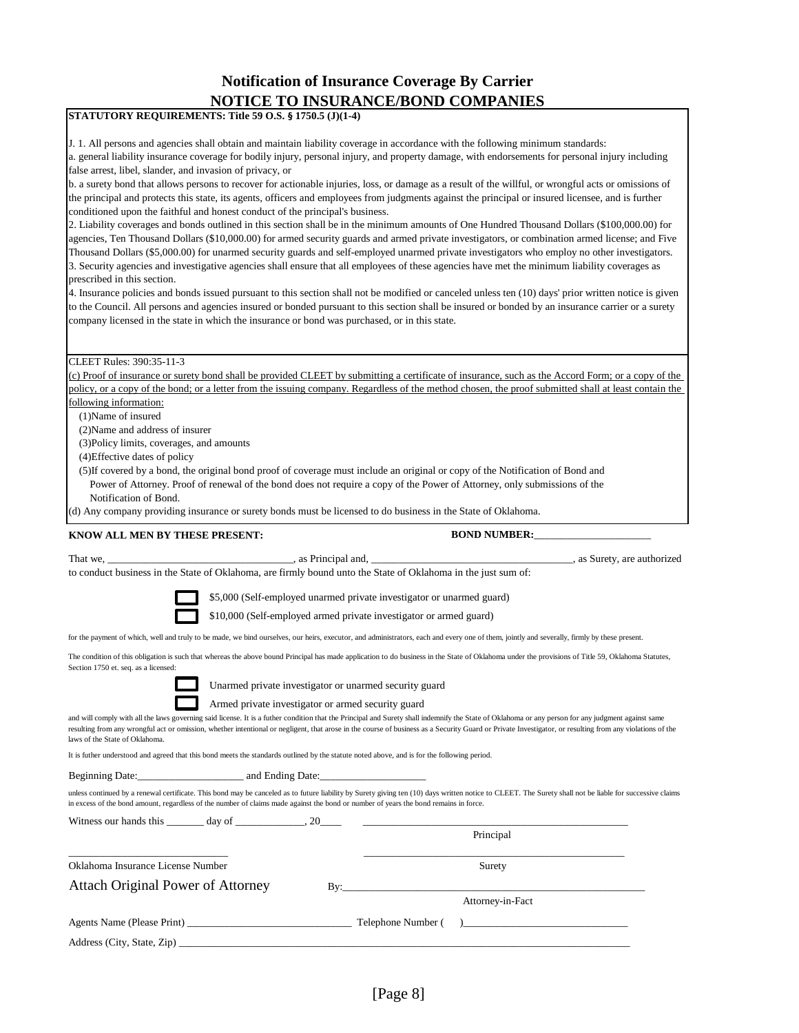# Notification of Insurance Coverage By Carrier

# NOTICE TO INSURANCE/BOND COMPANIES

**STATUTORY REQUIREMENTS: Title 59 O.S. § 1750.5 (J)(1-4)**

J. 1. All persons and agencies shall obtain and maintain liability coverage in accordance with the following minimum standards:

a. general liability insurance coverage for bodily injury, personal injury, and property damage, with endorsements for personal injury including false arrest, libel, slander, and invasion of privacy, or

b. a surety bond that allows persons to recover for actionable injuries, loss, or damage as a result of the willful, or wrongful acts or omissions of the principal and protects this state, its agents, officers and employees from judgments against the principal or insured licensee, and is further conditioned upon the faithful and honest conduct of the principal's business.

2. Liability coverages and bonds outlined in this section shall be in the minimum amounts of One Hundred Thousand Dollars ($100,000.00) for agencies, Ten Thousand Dollars ($10,000.00) for armed security guards and armed private investigators, or combination armed license; and Five Thousand Dollars ($5,000.00) for unarmed security guards and self-employed unarmed private investigators who employ no other investigators.

3. Security agencies and investigative agencies shall ensure that all employees of these agencies have met the minimum liability coverages as prescribed in this section.

4. Insurance policies and bonds issued pursuant to this section shall not be modified or canceled unless ten (10) days' prior written notice is given to the Council. All persons and agencies insured or bonded pursuant to this section shall be insured or bonded by an insurance carrier or a surety company licensed in the state in which the insurance or bond was purchased, or in this state.

CLEET Rules: 390:35-11-3

(c) Proof of insurance or surety bond shall be provided CLEET by submitting a certificate of insurance, such as the Accord Form; or a copy of the policy, or a copy of the bond; or a letter from the issuing company. Regardless of the method chosen, the proof submitted shall at least contain the following information:

(1)Name of insured
(2)Name and address of insurer
(3)Policy limits, coverages, and amounts
(4)Effective dates of policy
(5)If covered by a bond, the original bond proof of coverage must include an original or copy of the Notification of Bond and Power of Attorney. Proof of renewal of the bond does not require a copy of the Power of Attorney, only submissions of the Notification of Bond.

(d) Any company providing insurance or surety bonds must be licensed to do business in the State of Oklahoma.

**KNOW ALL MEN BY THESE PRESENT:** **BOND NUMBER:**______________________

That we, ___________________________________, as Principal and, ______________________________________, as Surety, are authorized to conduct business in the State of Oklahoma, are firmly bound unto the State of Oklahoma in the just sum of:

☐ $5,000 (Self-employed unarmed private investigator or unarmed guard)

☐ $10,000 (Self-employed armed private investigator or armed guard)

for the payment of which, well and truly to be made, we bind ourselves, our heirs, executor, and administrators, each and every one of them, jointly and severally, firmly by these present.

The condition of this obligation is such that whereas the above bound Principal has made application to do business in the State of Oklahoma under the provisions of Title 59, Oklahoma Statutes, Section 1750 et. seq. as a licensed:

☐ Unarmed private investigator or unarmed security guard

☐ Armed private investigator or armed security guard

and will comply with all the laws governing said license. It is a futher condition that the Principal and Surety shall indemnify the State of Oklahoma or any person for any judgment against same resulting from any wrongful act or omission, whether intentional or negligent, that arose in the course of business as a Security Guard or Private Investigator, or resulting from any violations of the laws of the State of Oklahoma.

It is futher understood and agreed that this bond meets the standards outlined by the statute noted above, and is for the following period.

Beginning Date:____________________ and Ending Date:____________________

unless continued by a renewal certificate. This bond may be canceled as to future liability by Surety giving ten (10) days written notice to CLEET. The Surety shall not be liable for successive claims in excess of the bond amount, regardless of the number of claims made against the bond or number of years the bond remains in force.

Witness our hands this _______ day of _____________, 20____ ____________________________________________________

Principal

______________________________ ____________________________________________________

Oklahoma Insurance License Number Surety

Attach Original Power of Attorney By:_______________________________________________________

Attorney-in-Fact

Agents Name (Please Print) ______________________________ Telephone Number ( )______________________________

Address (City, State, Zip) ________________________________________________________________________________________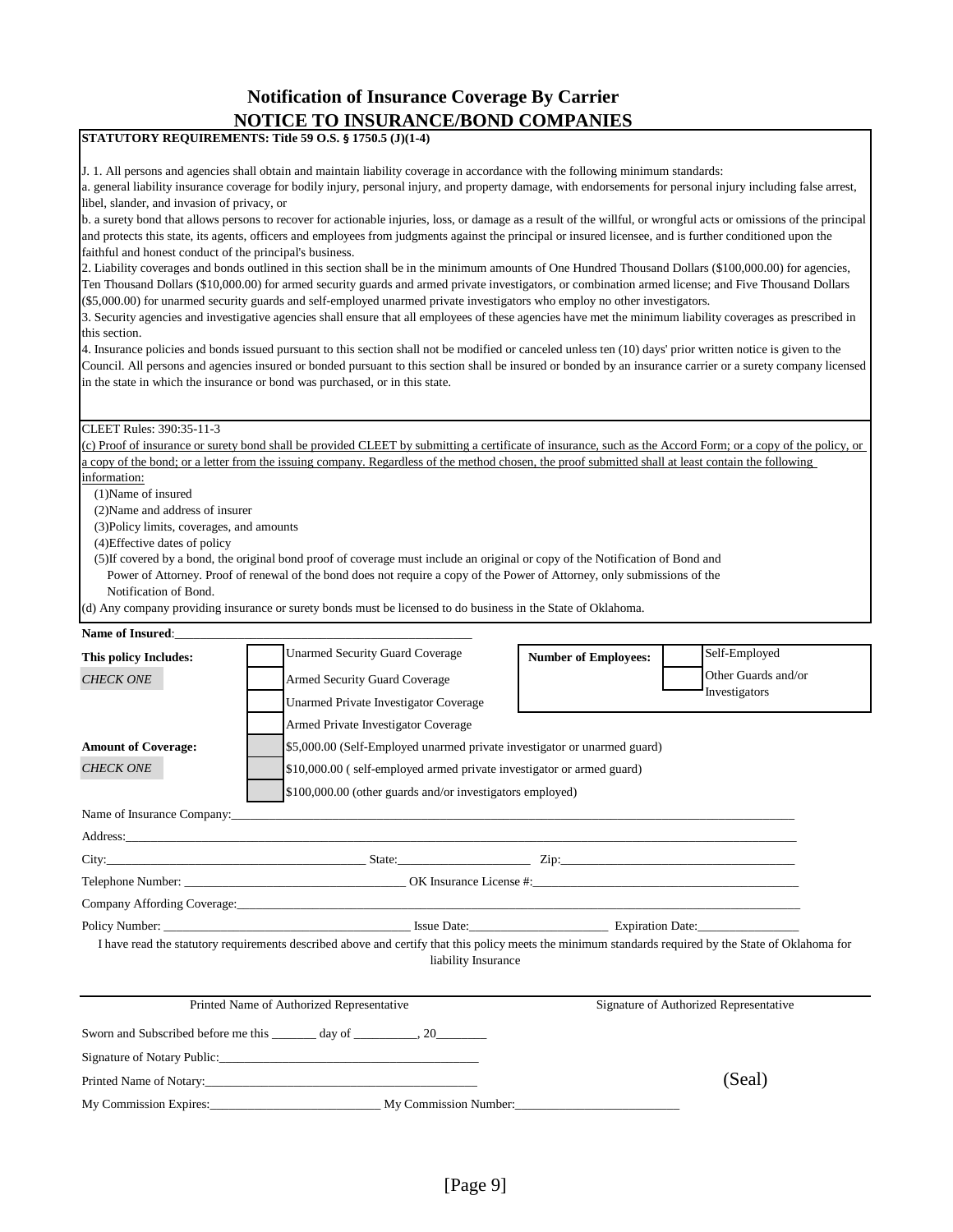# Notification of Insurance Coverage By Carrier

## NOTICE TO INSURANCE/BOND COMPANIES

**STATUTORY REQUIREMENTS: Title 59 O.S. § 1750.5 (J)(1-4)**

J. 1. All persons and agencies shall obtain and maintain liability coverage in accordance with the following minimum standards:

a. general liability insurance coverage for bodily injury, personal injury, and property damage, with endorsements for personal injury including false arrest, libel, slander, and invasion of privacy, or

b. a surety bond that allows persons to recover for actionable injuries, loss, or damage as a result of the willful, or wrongful acts or omissions of the principal and protects this state, its agents, officers and employees from judgments against the principal or insured licensee, and is further conditioned upon the faithful and honest conduct of the principal's business.

2. Liability coverages and bonds outlined in this section shall be in the minimum amounts of One Hundred Thousand Dollars ($100,000.00) for agencies, Ten Thousand Dollars ($10,000.00) for armed security guards and armed private investigators, or combination armed license; and Five Thousand Dollars ($5,000.00) for unarmed security guards and self-employed unarmed private investigators who employ no other investigators.

3. Security agencies and investigative agencies shall ensure that all employees of these agencies have met the minimum liability coverages as prescribed in this section.

4. Insurance policies and bonds issued pursuant to this section shall not be modified or canceled unless ten (10) days' prior written notice is given to the Council. All persons and agencies insured or bonded pursuant to this section shall be insured or bonded by an insurance carrier or a surety company licensed in the state in which the insurance or bond was purchased, or in this state.

CLEET Rules: 390:35-11-3

(c) Proof of insurance or surety bond shall be provided CLEET by submitting a certificate of insurance, such as the Accord Form; or a copy of the policy, or a copy of the bond; or a letter from the issuing company. Regardless of the method chosen, the proof submitted shall at least contain the following information:

(1)Name of insured
(2)Name and address of insurer
(3)Policy limits, coverages, and amounts
(4)Effective dates of policy
(5)If covered by a bond, the original bond proof of coverage must include an original or copy of the Notification of Bond and Power of Attorney. Proof of renewal of the bond does not require a copy of the Power of Attorney, only submissions of the Notification of Bond.

(d) Any company providing insurance or surety bonds must be licensed to do business in the State of Oklahoma.

**Name of Insured**:_______________________________________________

**This policy Includes:**
*CHECK ONE*

- ☐ Unarmed Security Guard Coverage
- ☐ Armed Security Guard Coverage
- ☐ Unarmed Private Investigator Coverage
- ☐ Armed Private Investigator Coverage

**Number of Employees:**

- ☐ Self-Employed
- ☐ Other Guards and/or Investigators

**Amount of Coverage:**
*CHECK ONE*

- ☐ $5,000.00 (Self-Employed unarmed private investigator or unarmed guard)
- ☐ $10,000.00 ( self-employed armed private investigator or armed guard)
- ☐ $100,000.00 (other guards and/or investigators employed)

Name of Insurance Company:_______________________________________________

Address:_______________________________________________

City:_______________________ State:_______________ Zip:_______________________

Telephone Number: _______________________ OK Insurance License #:_______________________

Company Affording Coverage:_______________________________________________

Policy Number: _______________________ Issue Date:_______________ Expiration Date:_______________

I have read the statutory requirements described above and certify that this policy meets the minimum standards required by the State of Oklahoma for liability Insurance

_______________________________________________

Printed Name of Authorized Representative | Signature of Authorized Representative

Sworn and Subscribed before me this _______ day of __________, 20________

Signature of Notary Public:_______________________________________________

Printed Name of Notary:_______________________________________________ (Seal)

My Commission Expires:_______________________ My Commission Number:_______________________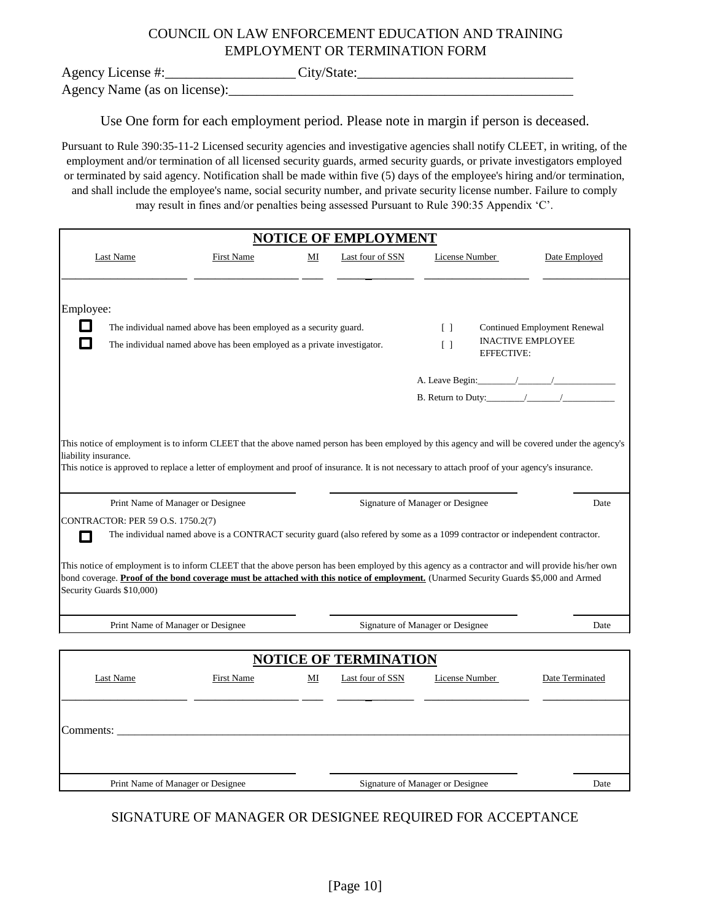# COUNCIL ON LAW ENFORCEMENT EDUCATION AND TRAINING
# EMPLOYMENT OR TERMINATION FORM

Agency License #:__________________ City/State:______________________________

Agency Name (as on license):__________________________________________________

Use One form for each employment period. Please note in margin if person is deceased.

Pursuant to Rule 390:35-11-2 Licensed security agencies and investigative agencies shall notify CLEET, in writing, of the employment and/or termination of all licensed security guards, armed security guards, or private investigators employed or terminated by said agency. Notification shall be made within five (5) days of the employee's hiring and/or termination, and shall include the employee's name, social security number, and private security license number. Failure to comply may result in fines and/or penalties being assessed Pursuant to Rule 390:35 Appendix 'C'.

## NOTICE OF EMPLOYMENT

| Last Name | First Name | MI | Last four of SSN | License Number | Date Employed |
|---|---|---|---|---|---|
| | | | | | |

Employee:

- ☐ The individual named above has been employed as a security guard.
- ☐ The individual named above has been employed as a private investigator.

[ ] Continued Employment Renewal

[ ] INACTIVE EMPLOYEE EFFECTIVE:

A. Leave Begin:________/_______/_____________

B. Return to Duty:________/_______/___________

This notice of employment is to inform CLEET that the above named person has been employed by this agency and will be covered under the agency's liability insurance.

This notice is approved to replace a letter of employment and proof of insurance. It is not necessary to attach proof of your agency's insurance.

| Print Name of Manager or Designee | Signature of Manager or Designee | Date |
|---|---|---|
| | | |

CONTRACTOR: PER 59 O.S. 1750.2(7)

- ☐ The individual named above is a CONTRACT security guard (also refered by some as a 1099 contractor or independent contractor.

This notice of employment is to inform CLEET that the above person has been employed by this agency as a contractor and will provide his/her own bond coverage. **Proof of the bond coverage must be attached with this notice of employment.** (Unarmed Security Guards $5,000 and Armed Security Guards $10,000)

| Print Name of Manager or Designee | Signature of Manager or Designee | Date |
|---|---|---|
| | | |

## NOTICE OF TERMINATION

| Last Name | First Name | MI | Last four of SSN | License Number | Date Terminated |
|---|---|---|---|---|---|
| | | | | | |

Comments: ______________________________________________________________________

| Print Name of Manager or Designee | Signature of Manager or Designee | Date |
|---|---|---|
| | | |

SIGNATURE OF MANAGER OR DESIGNEE REQUIRED FOR ACCEPTANCE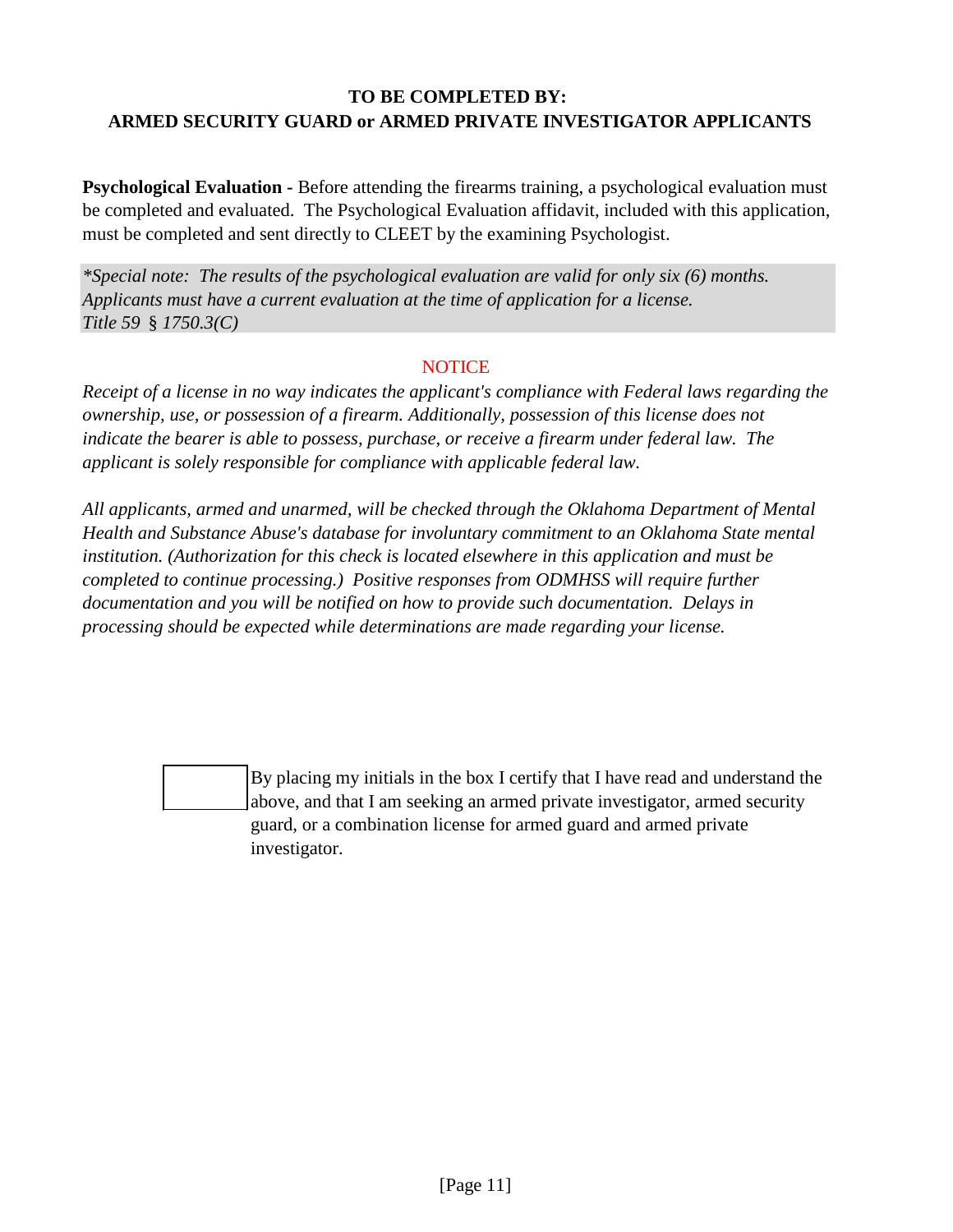**TO BE COMPLETED BY:**
**ARMED SECURITY GUARD or ARMED PRIVATE INVESTIGATOR APPLICANTS**

**Psychological Evaluation -** Before attending the firearms training, a psychological evaluation must be completed and evaluated. The Psychological Evaluation affidavit, included with this application, must be completed and sent directly to CLEET by the examining Psychologist.

*\*Special note: The results of the psychological evaluation are valid for only six (6) months. Applicants must have a current evaluation at the time of application for a license. Title 59 § 1750.3(C)*

NOTICE

*Receipt of a license in no way indicates the applicant's compliance with Federal laws regarding the ownership, use, or possession of a firearm. Additionally, possession of this license does not indicate the bearer is able to possess, purchase, or receive a firearm under federal law. The applicant is solely responsible for compliance with applicable federal law.*

*All applicants, armed and unarmed, will be checked through the Oklahoma Department of Mental Health and Substance Abuse's database for involuntary commitment to an Oklahoma State mental institution. (Authorization for this check is located elsewhere in this application and must be completed to continue processing.) Positive responses from ODMHSS will require further documentation and you will be notified on how to provide such documentation. Delays in processing should be expected while determinations are made regarding your license.*

[ ] By placing my initials in the box I certify that I have read and understand the above, and that I am seeking an armed private investigator, armed security guard, or a combination license for armed guard and armed private investigator.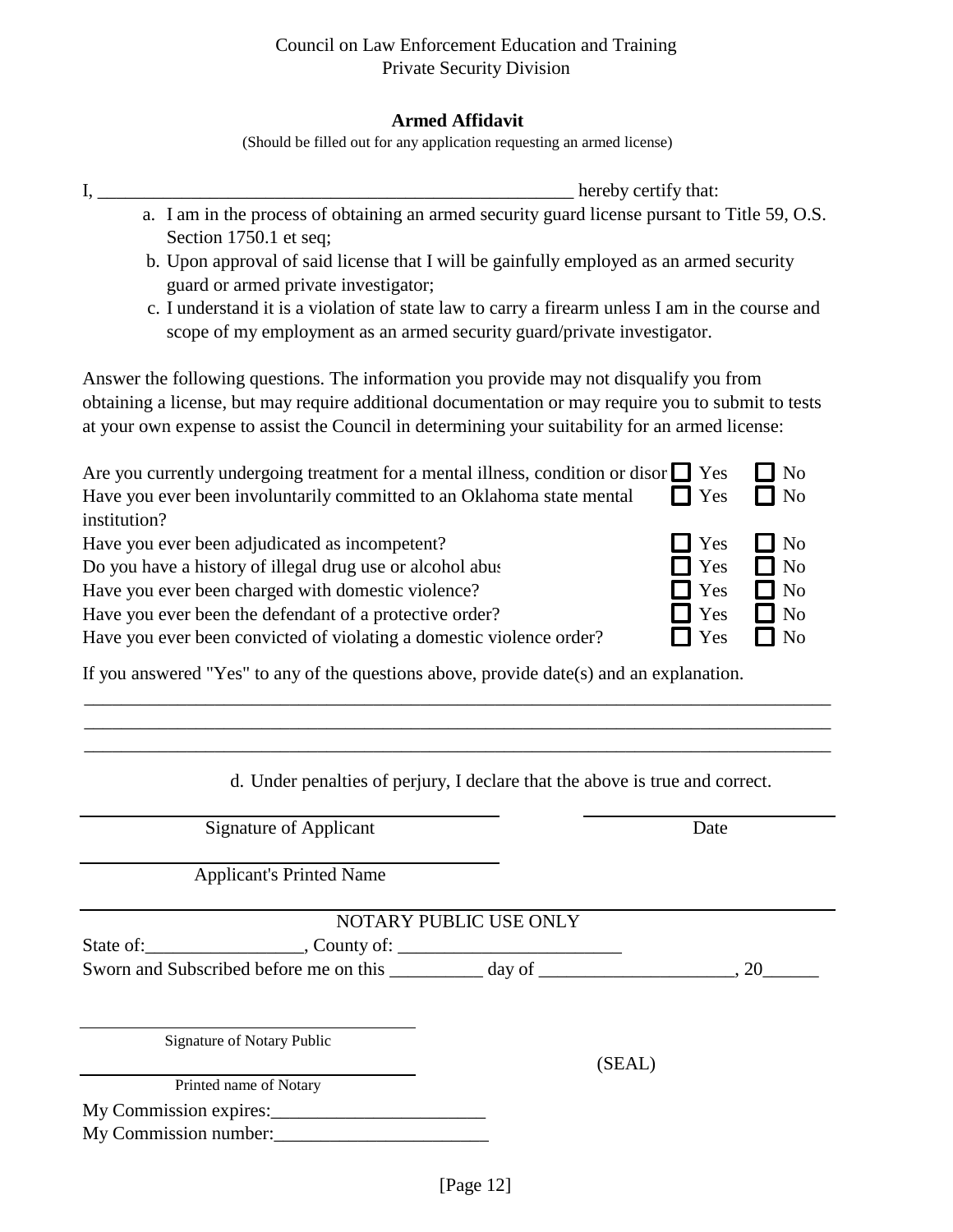Council on Law Enforcement Education and Training
Private Security Division

## Armed Affidavit

(Should be filled out for any application requesting an armed license)

I, _____________________________________________________ hereby certify that:

a. I am in the process of obtaining an armed security guard license pursant to Title 59, O.S. Section 1750.1 et seq;
b. Upon approval of said license that I will be gainfully employed as an armed security guard or armed private investigator;
c. I understand it is a violation of state law to carry a firearm unless I am in the course and scope of my employment as an armed security guard/private investigator.

Answer the following questions. The information you provide may not disqualify you from obtaining a license, but may require additional documentation or may require you to submit to tests at your own expense to assist the Council in determining your suitability for an armed license:

| | | |
|---|---|---|
| Are you currently undergoing treatment for a mental illness, condition or disor | ☐ Yes | ☐ No |
| Have you ever been involuntarily committed to an Oklahoma state mental institution? | ☐ Yes | ☐ No |
| Have you ever been adjudicated as incompetent? | ☐ Yes | ☐ No |
| Do you have a history of illegal drug use or alcohol abus | ☐ Yes | ☐ No |
| Have you ever been charged with domestic violence? | ☐ Yes | ☐ No |
| Have you ever been the defendant of a protective order? | ☐ Yes | ☐ No |
| Have you ever been convicted of violating a domestic violence order? | ☐ Yes | ☐ No |

If you answered "Yes" to any of the questions above, provide date(s) and an explanation.

_________________________________________________________________________________

_________________________________________________________________________________

_________________________________________________________________________________

d. Under penalties of perjury, I declare that the above is true and correct.

_______________________________ Signature of Applicant

_______________________________ Date

_______________________________ Applicant's Printed Name

NOTARY PUBLIC USE ONLY

State of:_________________, County of: ________________________

Sworn and Subscribed before me on this __________ day of ____________________, 20______

_______________________________ Signature of Notary Public

(SEAL)

_______________________________ Printed name of Notary

My Commission expires:_______________________

My Commission number:_______________________